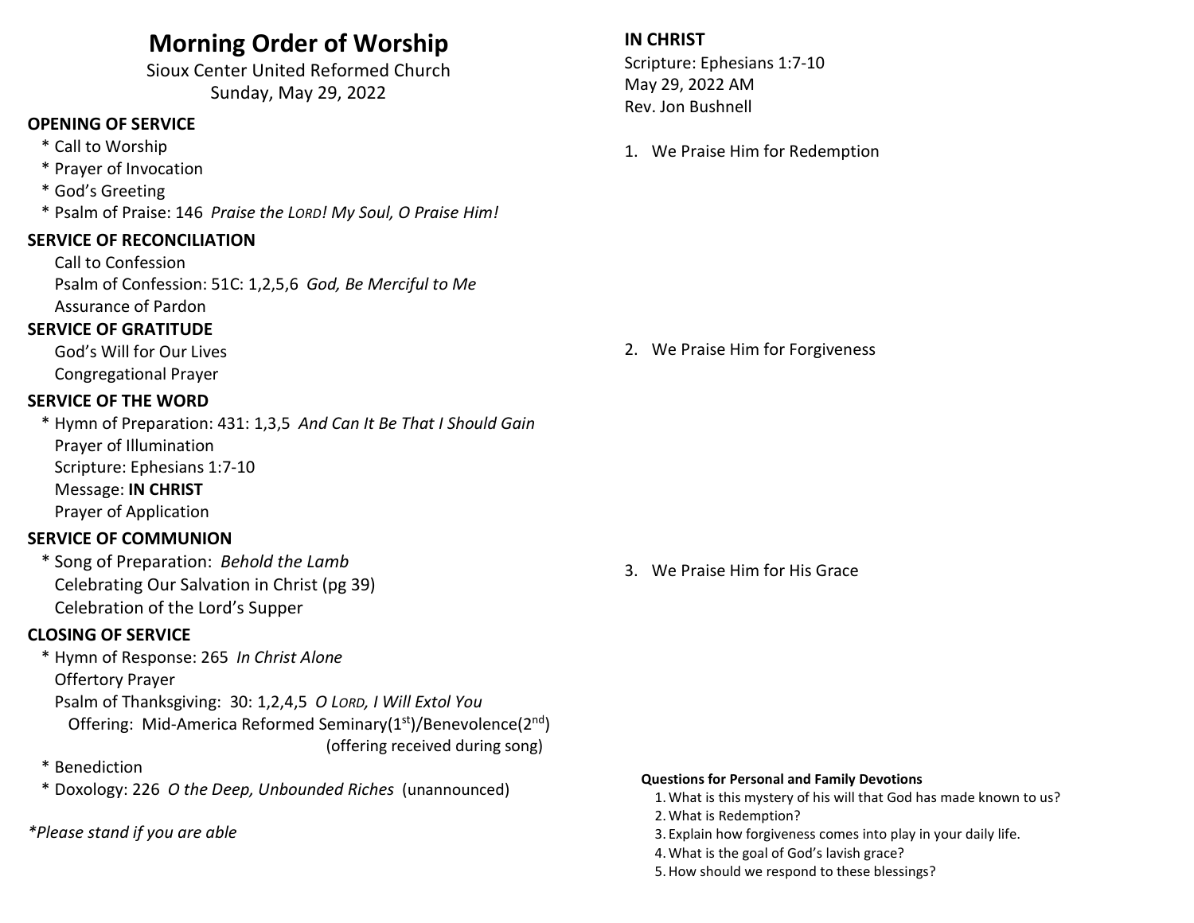# Morning Order of Worship

Sioux Center United Reformed Church
Sunday, May 29, 2022

**OPENING OF SERVICE**

* \* Call to Worship
* \* Prayer of Invocation
* \* God's Greeting
* \* Psalm of Praise: 146 *Praise the LORD! My Soul, O Praise Him!*

**SERVICE OF RECONCILIATION**

Call to Confession
Psalm of Confession: 51C: 1,2,5,6 *God, Be Merciful to Me*
Assurance of Pardon

**SERVICE OF GRATITUDE**

God's Will for Our Lives
Congregational Prayer

**SERVICE OF THE WORD**

\* Hymn of Preparation: 431: 1,3,5 *And Can It Be That I Should Gain*
Prayer of Illumination
Scripture: Ephesians 1:7-10
Message: **IN CHRIST**
Prayer of Application

**SERVICE OF COMMUNION**

\* Song of Preparation: *Behold the Lamb*
Celebrating Our Salvation in Christ (pg 39)
Celebration of the Lord's Supper

**CLOSING OF SERVICE**

\* Hymn of Response: 265 *In Christ Alone*
Offertory Prayer
Psalm of Thanksgiving: 30: 1,2,4,5 *O LORD, I Will Extol You*
Offering: Mid-America Reformed Seminary(1st)/Benevolence(2nd) (offering received during song)
\* Benediction
\* Doxology: 226 *O the Deep, Unbounded Riches* (unannounced)

*\*Please stand if you are able*

**IN CHRIST**
Scripture: Ephesians 1:7-10
May 29, 2022 AM
Rev. Jon Bushnell

1. We Praise Him for Redemption

2. We Praise Him for Forgiveness

3. We Praise Him for His Grace

**Questions for Personal and Family Devotions**

1. What is this mystery of his will that God has made known to us?
2. What is Redemption?
3. Explain how forgiveness comes into play in your daily life.
4. What is the goal of God's lavish grace?
5. How should we respond to these blessings?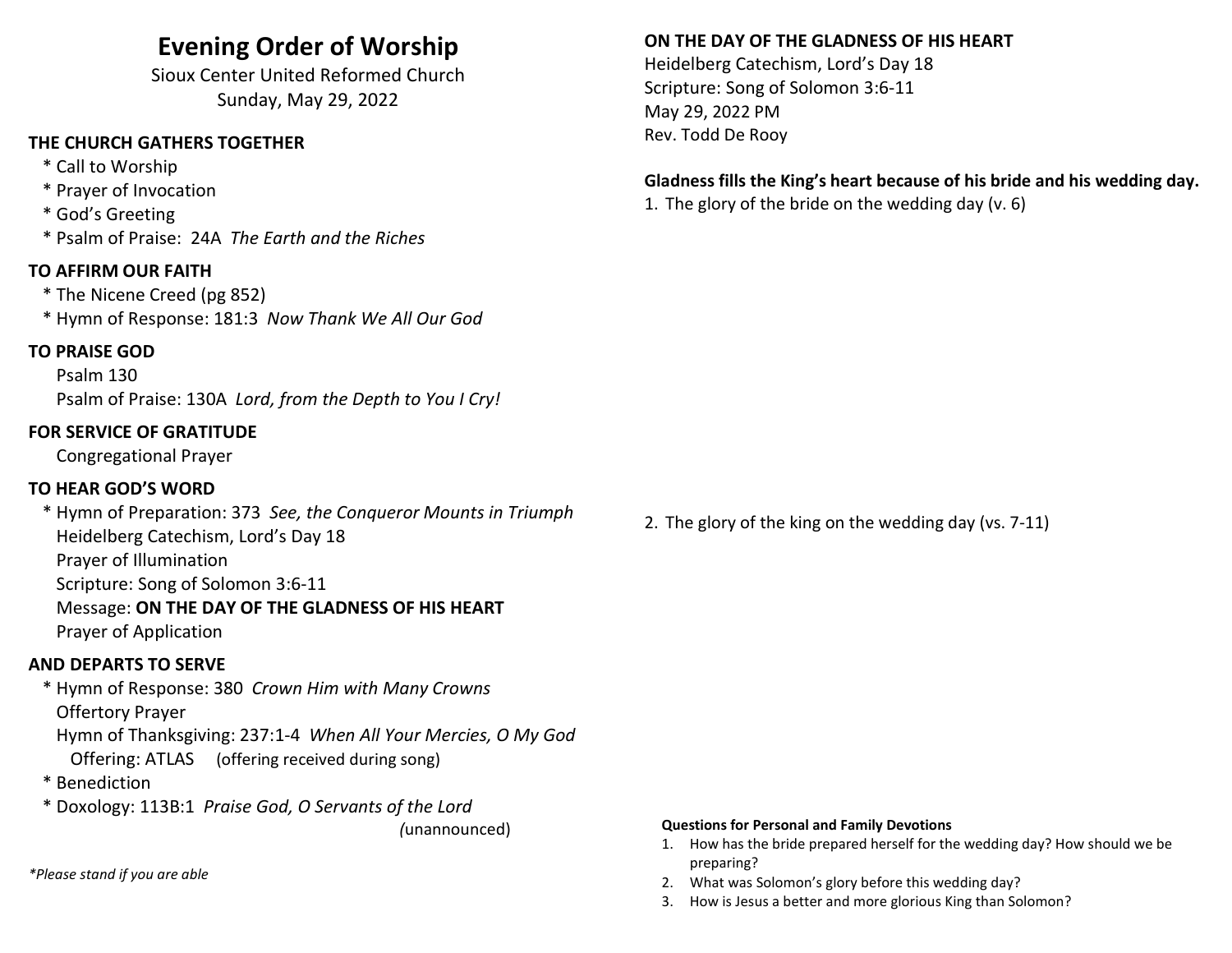# Evening Order of Worship

Sioux Center United Reformed Church
Sunday, May 29, 2022

## THE CHURCH GATHERS TOGETHER

* Call to Worship
* Prayer of Invocation
* God's Greeting
* Psalm of Praise: 24A *The Earth and the Riches*

## TO AFFIRM OUR FAITH

* The Nicene Creed (pg 852)
* Hymn of Response: 181:3 *Now Thank We All Our God*

## TO PRAISE GOD

Psalm 130
Psalm of Praise: 130A *Lord, from the Depth to You I Cry!*

## FOR SERVICE OF GRATITUDE

Congregational Prayer

## TO HEAR GOD'S WORD

* Hymn of Preparation: 373 *See, the Conqueror Mounts in Triumph*

Heidelberg Catechism, Lord's Day 18
Prayer of Illumination
Scripture: Song of Solomon 3:6-11
Message: **ON THE DAY OF THE GLADNESS OF HIS HEART**
Prayer of Application

## AND DEPARTS TO SERVE

* Hymn of Response: 380 *Crown Him with Many Crowns*

Offertory Prayer
Hymn of Thanksgiving: 237:1-4 *When All Your Mercies, O My God*
Offering: ATLAS (offering received during song)

* Benediction
* Doxology: 113B:1 *Praise God, O Servants of the Lord* (unannounced)

*\*Please stand if you are able*

**ON THE DAY OF THE GLADNESS OF HIS HEART**
Heidelberg Catechism, Lord's Day 18
Scripture: Song of Solomon 3:6-11
May 29, 2022 PM
Rev. Todd De Rooy

**Gladness fills the King's heart because of his bride and his wedding day.**

1. The glory of the bride on the wedding day (v. 6)

2. The glory of the king on the wedding day (vs. 7-11)

**Questions for Personal and Family Devotions**

1. How has the bride prepared herself for the wedding day? How should we be preparing?
2. What was Solomon's glory before this wedding day?
3. How is Jesus a better and more glorious King than Solomon?